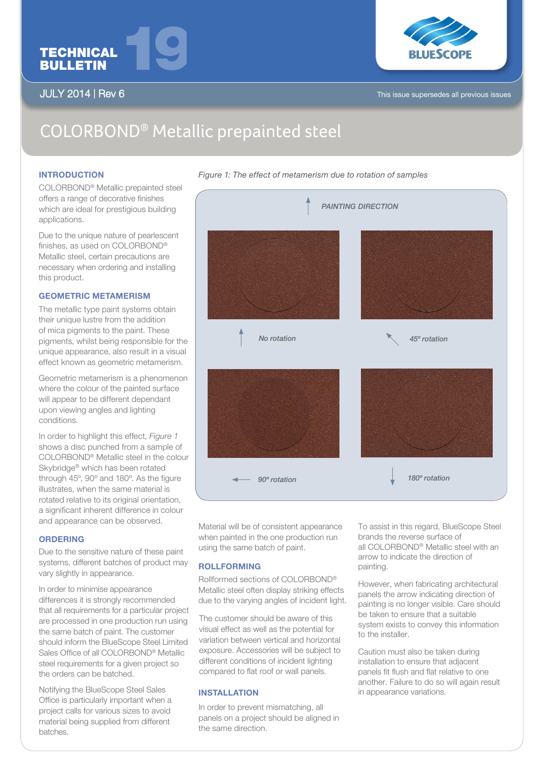TECHNICAL BULLETIN 19

JULY 2014 | Rev 6

This issue supersedes all previous issues

# COLORBOND® Metallic prepainted steel

## INTRODUCTION

COLORBOND® Metallic prepainted steel offers a range of decorative finishes which are ideal for prestigious building applications.

Due to the unique nature of pearlescent finishes, as used on COLORBOND® Metallic steel, certain precautions are necessary when ordering and installing this product.

## GEOMETRIC METAMERISM

The metallic type paint systems obtain their unique lustre from the addition of mica pigments to the paint. These pigments, whilst being responsible for the unique appearance, also result in a visual effect known as geometric metamerism.

Geometric metamerism is a phenomenon where the colour of the painted surface will appear to be different dependant upon viewing angles and lighting conditions.

In order to highlight this effect, *Figure 1* shows a disc punched from a sample of COLORBOND® Metallic steel in the colour Skybridge® which has been rotated through 45º, 90º and 180º. As the figure illustrates, when the same material is rotated relative to its original orientation, a significant inherent difference in colour and appearance can be observed.

*Figure 1: The effect of metamerism due to rotation of samples*

*PAINTING DIRECTION*

*No rotation*

*45º rotation*

*90º rotation*

*180º rotation*

## ORDERING

Due to the sensitive nature of these paint systems, different batches of product may vary slightly in appearance.

In order to minimise appearance differences it is strongly recommended that all requirements for a particular project are processed in one production run using the same batch of paint. The customer should inform the BlueScope Steel Limited Sales Office of all COLORBOND® Metallic steel requirements for a given project so the orders can be batched.

Notifying the BlueScope Steel Sales Office is particularly important when a project calls for various sizes to avoid material being supplied from different batches.

Material will be of consistent appearance when painted in the one production run using the same batch of paint.

## ROLLFORMING

Rollformed sections of COLORBOND® Metallic steel often display striking effects due to the varying angles of incident light.

The customer should be aware of this visual effect as well as the potential for variation between vertical and horizontal exposure. Accessories will be subject to different conditions of incident lighting compared to flat roof or wall panels.

## INSTALLATION

In order to prevent mismatching, all panels on a project should be aligned in the same direction.

To assist in this regard, BlueScope Steel brands the reverse surface of all COLORBOND® Metallic steel with an arrow to indicate the direction of painting.

However, when fabricating architectural panels the arrow indicating direction of painting is no longer visible. Care should be taken to ensure that a suitable system exists to convey this information to the installer.

Caution must also be taken during installation to ensure that adjacent panels fit flush and flat relative to one another. Failure to do so will again result in appearance variations.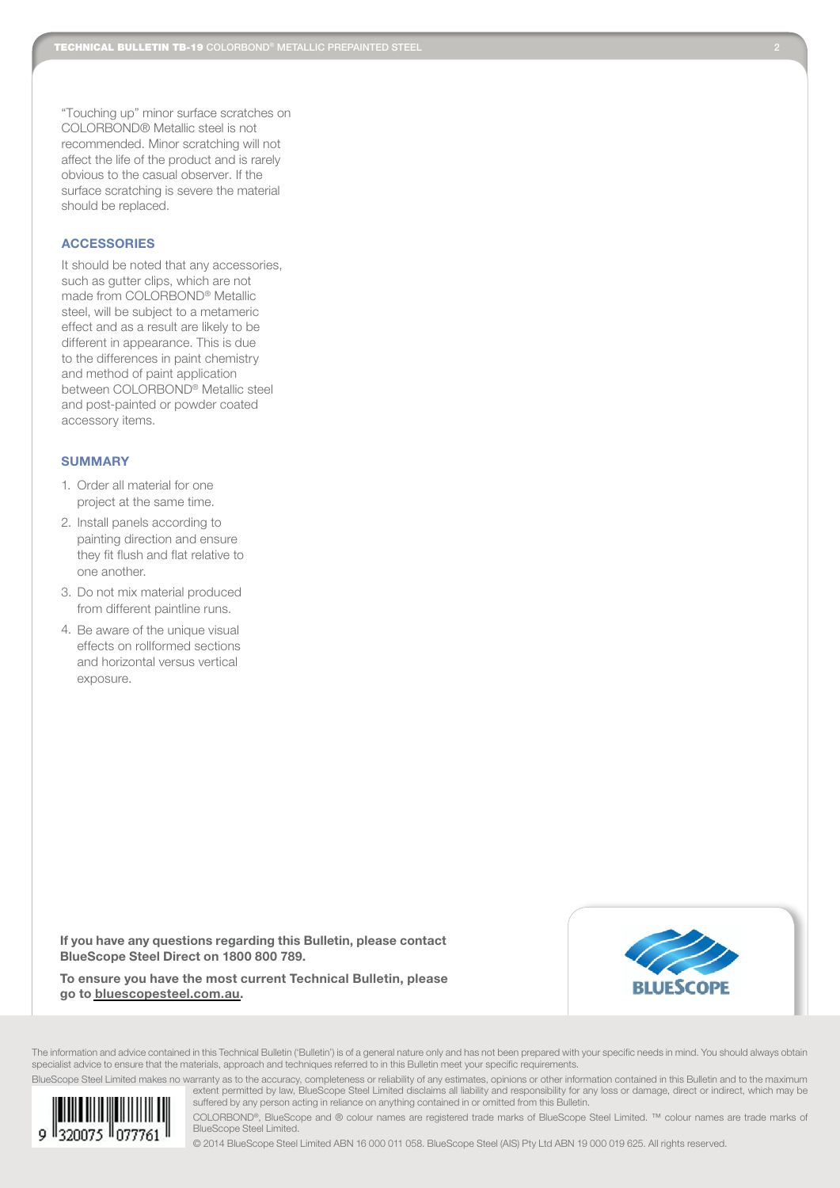"Touching up" minor surface scratches on COLORBOND® Metallic steel is not recommended. Minor scratching will not affect the life of the product and is rarely obvious to the casual observer. If the surface scratching is severe the material should be replaced.

## ACCESSORIES

It should be noted that any accessories, such as gutter clips, which are not made from COLORBOND® Metallic steel, will be subject to a metameric effect and as a result are likely to be different in appearance. This is due to the differences in paint chemistry and method of paint application between COLORBOND® Metallic steel and post-painted or powder coated accessory items.

## SUMMARY

1. Order all material for one project at the same time.
2. Install panels according to painting direction and ensure they fit flush and flat relative to one another.
3. Do not mix material produced from different paintline runs.
4. Be aware of the unique visual effects on rollformed sections and horizontal versus vertical exposure.

**If you have any questions regarding this Bulletin, please contact BlueScope Steel Direct on 1800 800 789.**

**To ensure you have the most current Technical Bulletin, please go to bluescopesteel.com.au.**

BLUESCOPE

The information and advice contained in this Technical Bulletin ('Bulletin') is of a general nature only and has not been prepared with your specific needs in mind. You should always obtain specialist advice to ensure that the materials, approach and techniques referred to in this Bulletin meet your specific requirements.

BlueScope Steel Limited makes no warranty as to the accuracy, completeness or reliability of any estimates, opinions or other information contained in this Bulletin and to the maximum extent permitted by law, BlueScope Steel Limited disclaims all liability and responsibility for any loss or damage, direct or indirect, which may be suffered by any person acting in reliance on anything contained in or omitted from this Bulletin.

COLORBOND®, BlueScope and ® colour names are registered trade marks of BlueScope Steel Limited. ™ colour names are trade marks of BlueScope Steel Limited.

© 2014 BlueScope Steel Limited ABN 16 000 011 058. BlueScope Steel (AIS) Pty Ltd ABN 19 000 019 625. All rights reserved.

9 320075 077761